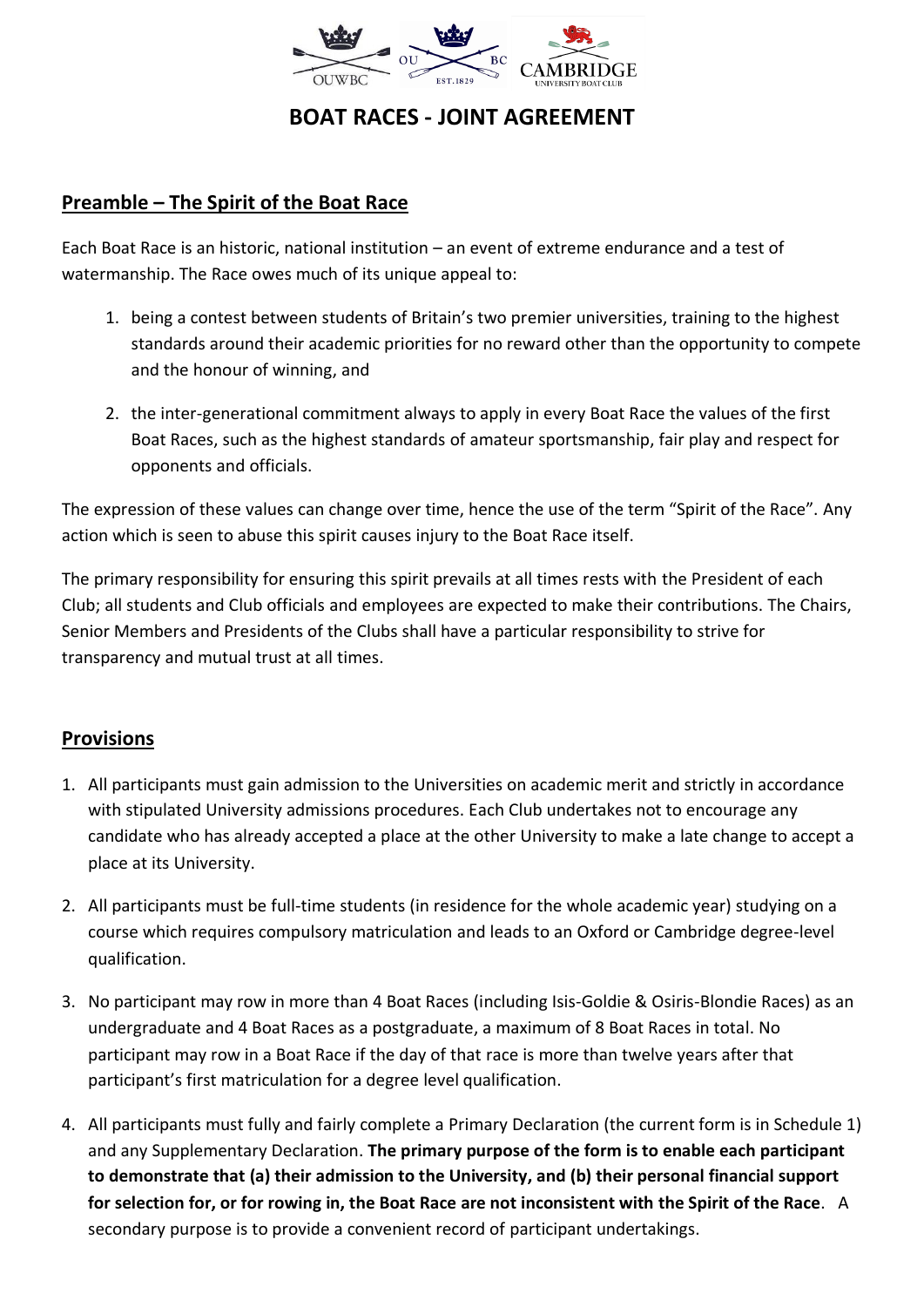# BOAT RACES - JOINT AGREEMENT

## Preamble – The Spirit of the Boat Race

Each Boat Race is an historic, national institution – an event of extreme endurance and a test of watermanship. The Race owes much of its unique appeal to:

1. being a contest between students of Britain's two premier universities, training to the highest standards around their academic priorities for no reward other than the opportunity to compete and the honour of winning, and
2. the inter-generational commitment always to apply in every Boat Race the values of the first Boat Races, such as the highest standards of amateur sportsmanship, fair play and respect for opponents and officials.

The expression of these values can change over time, hence the use of the term "Spirit of the Race". Any action which is seen to abuse this spirit causes injury to the Boat Race itself.

The primary responsibility for ensuring this spirit prevails at all times rests with the President of each Club; all students and Club officials and employees are expected to make their contributions. The Chairs, Senior Members and Presidents of the Clubs shall have a particular responsibility to strive for transparency and mutual trust at all times.

## Provisions

1. All participants must gain admission to the Universities on academic merit and strictly in accordance with stipulated University admissions procedures. Each Club undertakes not to encourage any candidate who has already accepted a place at the other University to make a late change to accept a place at its University.
2. All participants must be full-time students (in residence for the whole academic year) studying on a course which requires compulsory matriculation and leads to an Oxford or Cambridge degree-level qualification.
3. No participant may row in more than 4 Boat Races (including Isis-Goldie & Osiris-Blondie Races) as an undergraduate and 4 Boat Races as a postgraduate, a maximum of 8 Boat Races in total. No participant may row in a Boat Race if the day of that race is more than twelve years after that participant's first matriculation for a degree level qualification.
4. All participants must fully and fairly complete a Primary Declaration (the current form is in Schedule 1) and any Supplementary Declaration. **The primary purpose of the form is to enable each participant to demonstrate that (a) their admission to the University, and (b) their personal financial support for selection for, or for rowing in, the Boat Race are not inconsistent with the Spirit of the Race**. A secondary purpose is to provide a convenient record of participant undertakings.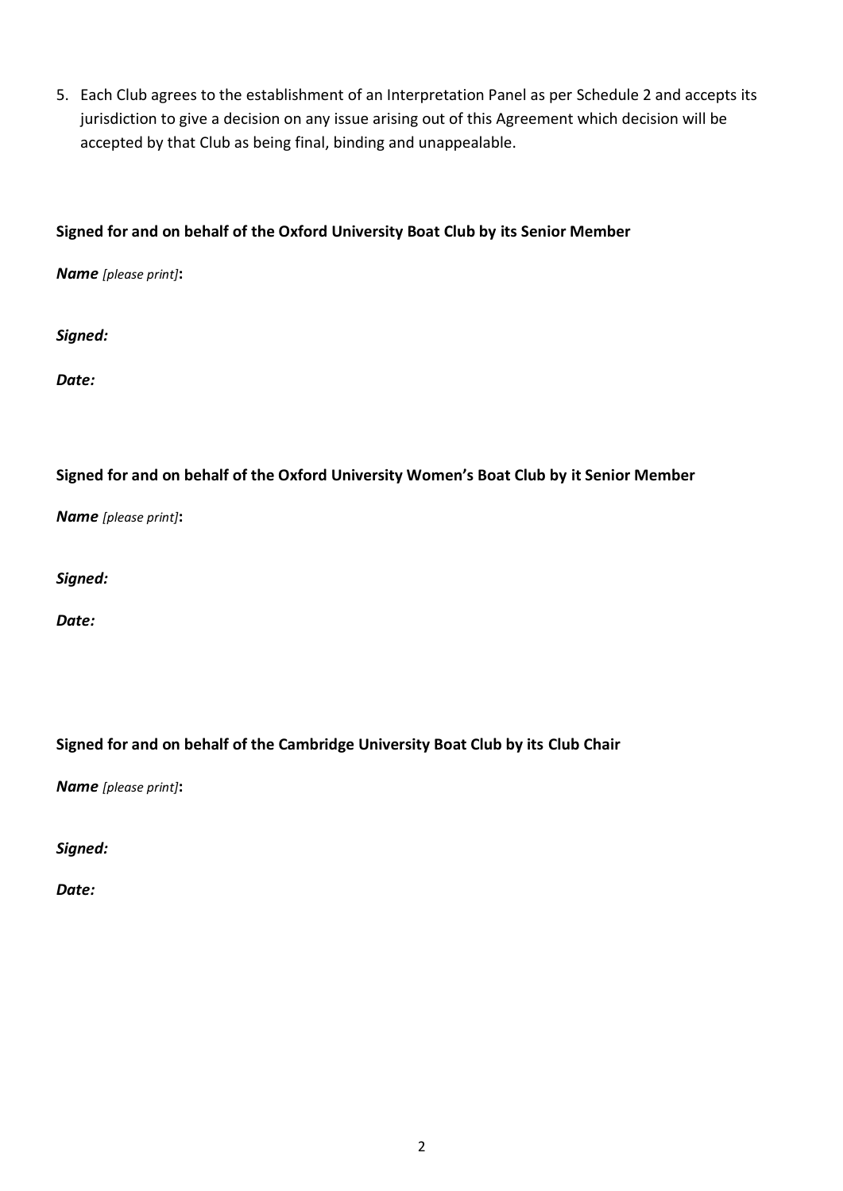5. Each Club agrees to the establishment of an Interpretation Panel as per Schedule 2 and accepts its jurisdiction to give a decision on any issue arising out of this Agreement which decision will be accepted by that Club as being final, binding and unappealable.

**Signed for and on behalf of the Oxford University Boat Club by its Senior Member**

***Name*** *[please print]***:**

***Signed:***

***Date:***

**Signed for and on behalf of the Oxford University Women's Boat Club by it Senior Member**

***Name*** *[please print]***:**

***Signed:***

***Date:***

**Signed for and on behalf of the Cambridge University Boat Club by its Club Chair**

***Name*** *[please print]***:**

***Signed:***

***Date:***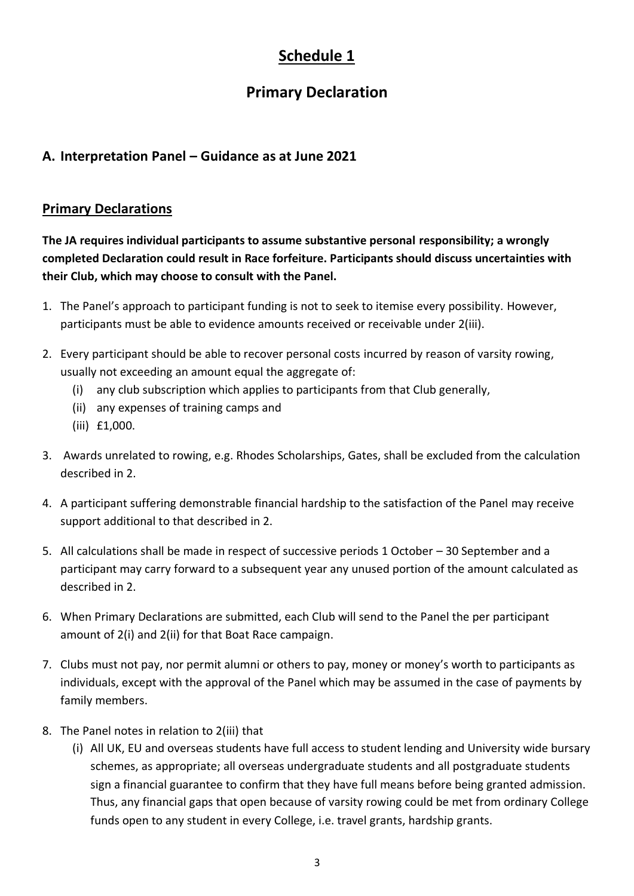# Schedule 1

## Primary Declaration

### A. Interpretation Panel – Guidance as at June 2021

### Primary Declarations

**The JA requires individual participants to assume substantive personal responsibility; a wrongly completed Declaration could result in Race forfeiture. Participants should discuss uncertainties with their Club, which may choose to consult with the Panel.**

1. The Panel's approach to participant funding is not to seek to itemise every possibility. However, participants must be able to evidence amounts received or receivable under 2(iii).
2. Every participant should be able to recover personal costs incurred by reason of varsity rowing, usually not exceeding an amount equal the aggregate of:
   (i) any club subscription which applies to participants from that Club generally,
   (ii) any expenses of training camps and
   (iii) £1,000.
3. Awards unrelated to rowing, e.g. Rhodes Scholarships, Gates, shall be excluded from the calculation described in 2.
4. A participant suffering demonstrable financial hardship to the satisfaction of the Panel may receive support additional to that described in 2.
5. All calculations shall be made in respect of successive periods 1 October – 30 September and a participant may carry forward to a subsequent year any unused portion of the amount calculated as described in 2.
6. When Primary Declarations are submitted, each Club will send to the Panel the per participant amount of 2(i) and 2(ii) for that Boat Race campaign.
7. Clubs must not pay, nor permit alumni or others to pay, money or money's worth to participants as individuals, except with the approval of the Panel which may be assumed in the case of payments by family members.
8. The Panel notes in relation to 2(iii) that
   (i) All UK, EU and overseas students have full access to student lending and University wide bursary schemes, as appropriate; all overseas undergraduate students and all postgraduate students sign a financial guarantee to confirm that they have full means before being granted admission. Thus, any financial gaps that open because of varsity rowing could be met from ordinary College funds open to any student in every College, i.e. travel grants, hardship grants.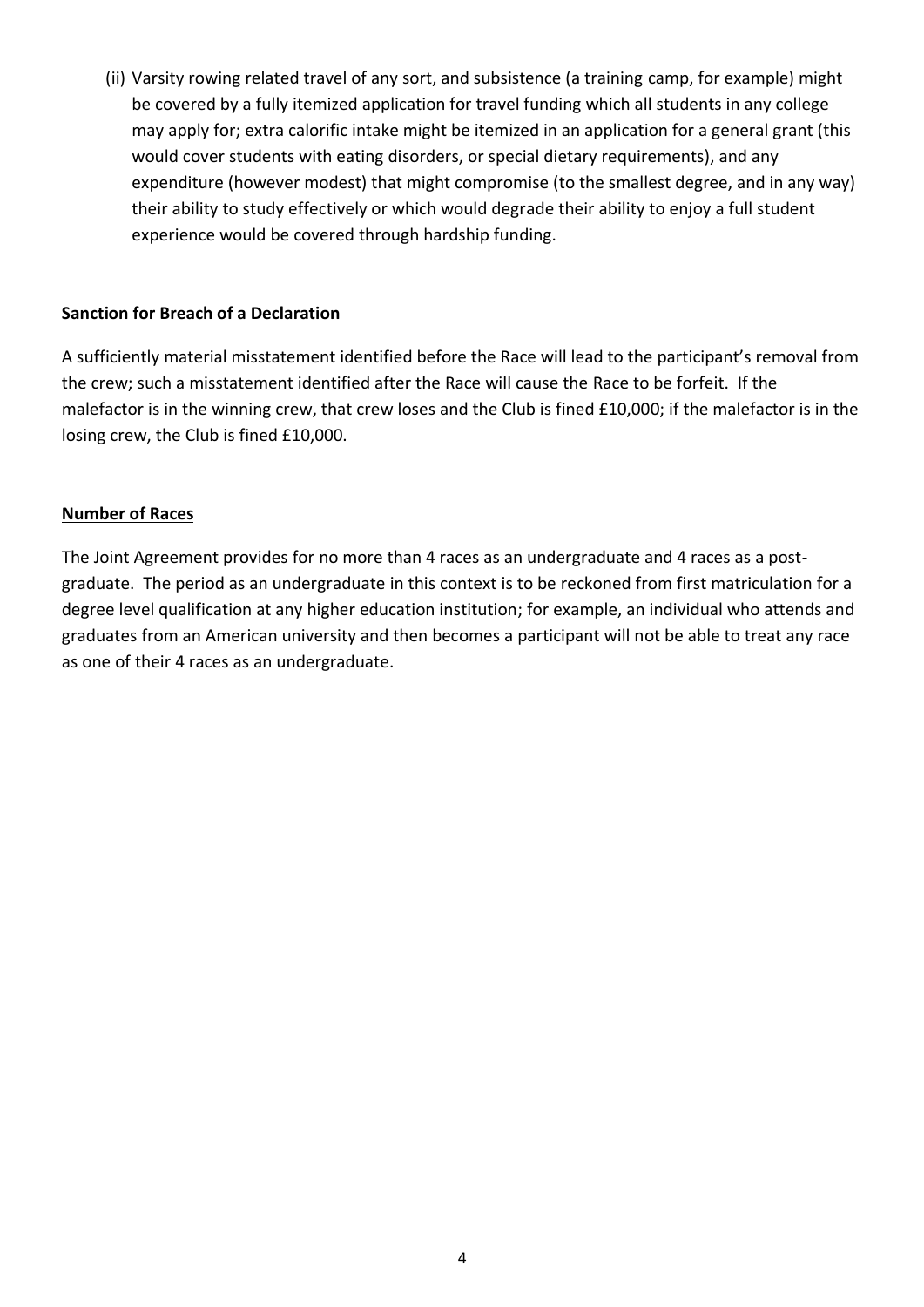(ii) Varsity rowing related travel of any sort, and subsistence (a training camp, for example) might be covered by a fully itemized application for travel funding which all students in any college may apply for; extra calorific intake might be itemized in an application for a general grant (this would cover students with eating disorders, or special dietary requirements), and any expenditure (however modest) that might compromise (to the smallest degree, and in any way) their ability to study effectively or which would degrade their ability to enjoy a full student experience would be covered through hardship funding.

**Sanction for Breach of a Declaration**

A sufficiently material misstatement identified before the Race will lead to the participant's removal from the crew; such a misstatement identified after the Race will cause the Race to be forfeit. If the malefactor is in the winning crew, that crew loses and the Club is fined £10,000; if the malefactor is in the losing crew, the Club is fined £10,000.

**Number of Races**

The Joint Agreement provides for no more than 4 races as an undergraduate and 4 races as a post-graduate. The period as an undergraduate in this context is to be reckoned from first matriculation for a degree level qualification at any higher education institution; for example, an individual who attends and graduates from an American university and then becomes a participant will not be able to treat any race as one of their 4 races as an undergraduate.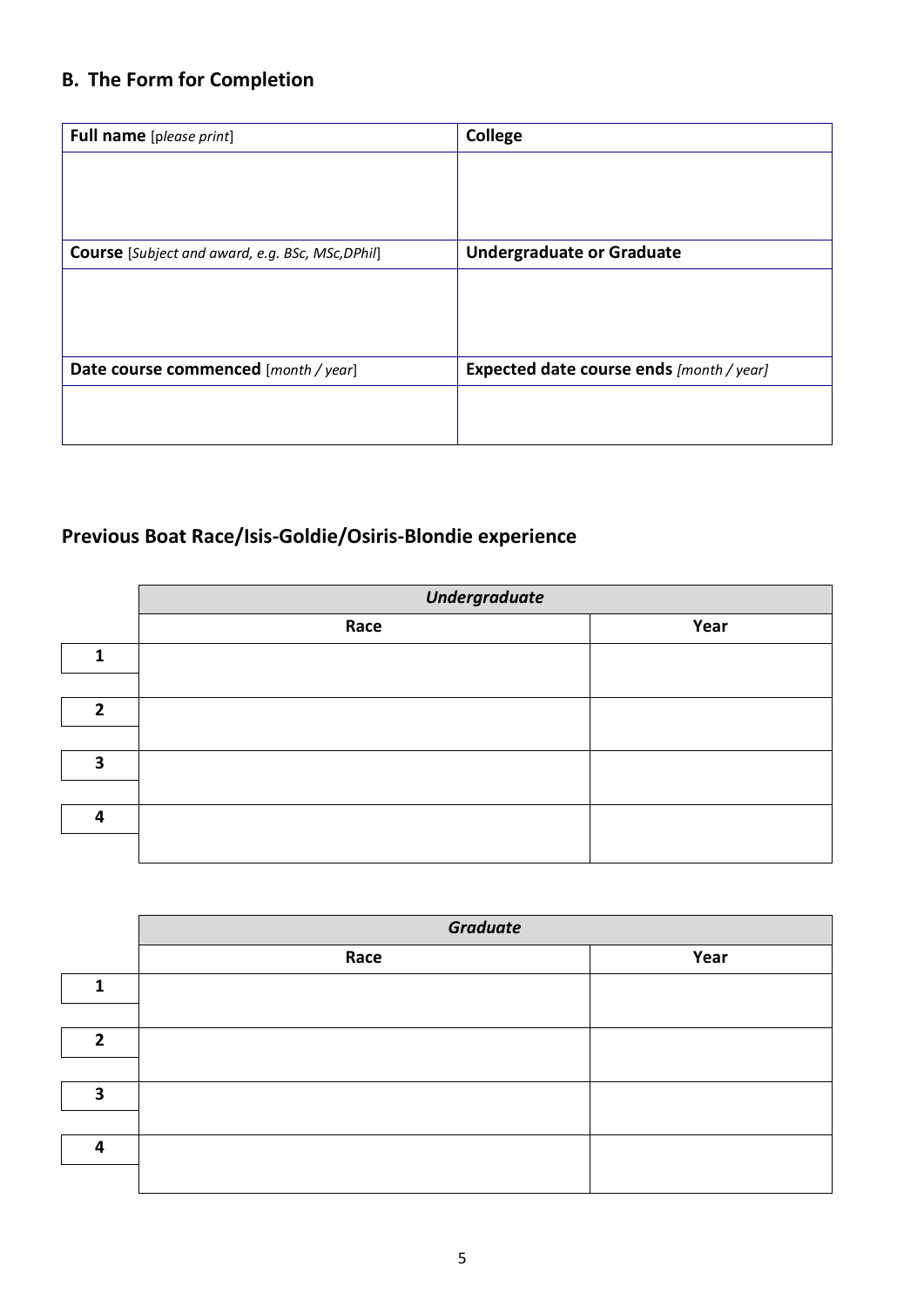## B. The Form for Completion

| **Full name** [*please print*] | **College** |
| --- | --- |
| | |
| **Course** [*Subject and award, e.g. BSc, MSc,DPhil*] | **Undergraduate or Graduate** |
| | |
| **Date course commenced** [*month / year*] | **Expected date course ends** *[month / year]* |
| | |

## Previous Boat Race/Isis-Goldie/Osiris-Blondie experience

| | ***Undergraduate*** | |
| --- | --- | --- |
| | **Race** | **Year** |
| **1** | | |
| **2** | | |
| **3** | | |
| **4** | | |

| | ***Graduate*** | |
| --- | --- | --- |
| | **Race** | **Year** |
| **1** | | |
| **2** | | |
| **3** | | |
| **4** | | |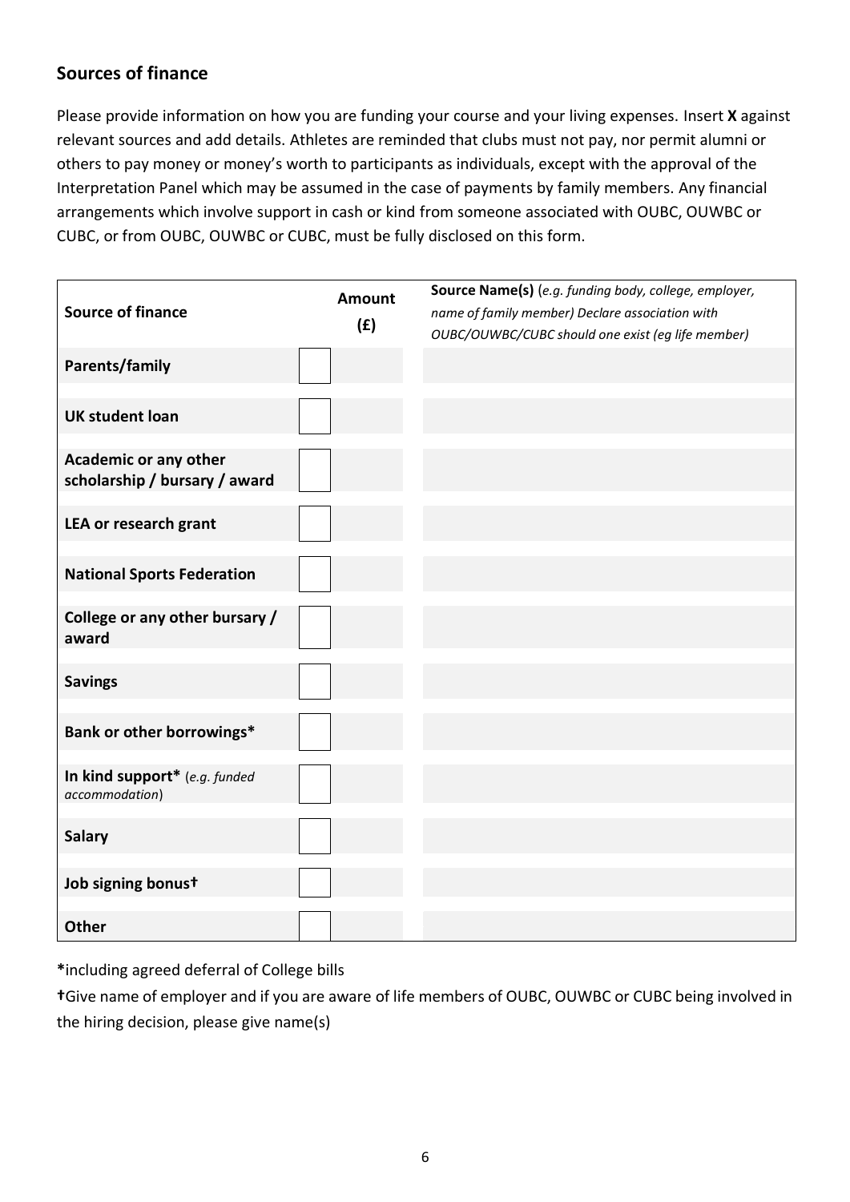## Sources of finance

Please provide information on how you are funding your course and your living expenses. Insert **X** against relevant sources and add details. Athletes are reminded that clubs must not pay, nor permit alumni or others to pay money or money's worth to participants as individuals, except with the approval of the Interpretation Panel which may be assumed in the case of payments by family members. Any financial arrangements which involve support in cash or kind from someone associated with OUBC, OUWBC or CUBC, or from OUBC, OUWBC or CUBC, must be fully disclosed on this form.

| Source of finance | | Amount (£) | Source Name(s) (*e.g. funding body, college, employer, name of family member) Declare association with OUBC/OUWBC/CUBC should one exist (eg life member)* |
|---|---|---|---|
| **Parents/family** | | | |
| **UK student loan** | | | |
| **Academic or any other scholarship / bursary / award** | | | |
| **LEA or research grant** | | | |
| **National Sports Federation** | | | |
| **College or any other bursary / award** | | | |
| **Savings** | | | |
| **Bank or other borrowings*** | | | |
| **In kind support*** (*e.g. funded accommodation*) | | | |
| **Salary** | | | |
| **Job signing bonus†** | | | |
| **Other** | | | |

**\***including agreed deferral of College bills

**†**Give name of employer and if you are aware of life members of OUBC, OUWBC or CUBC being involved in the hiring decision, please give name(s)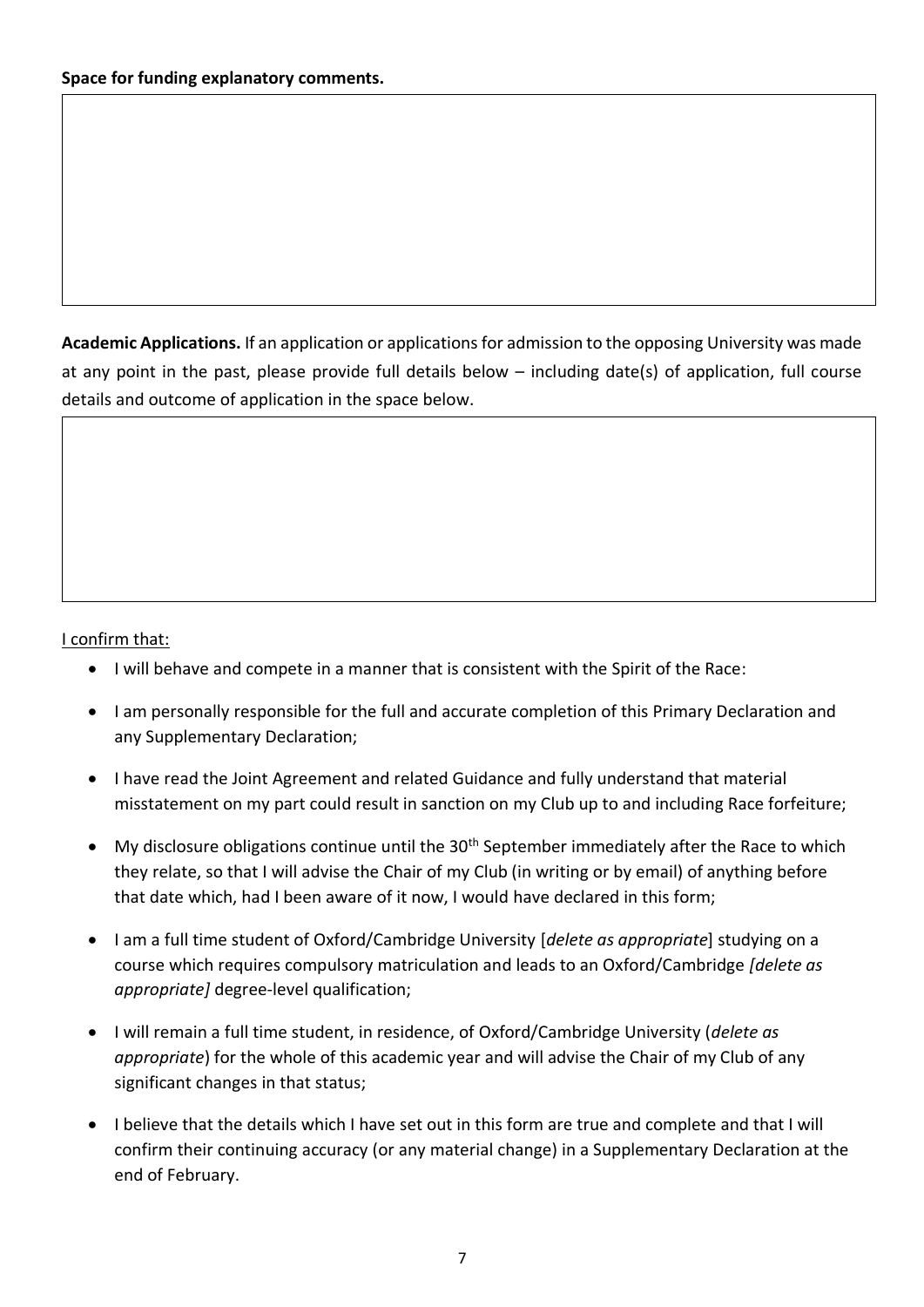**Space for funding explanatory comments.**

**Academic Applications.** If an application or applications for admission to the opposing University was made at any point in the past, please provide full details below – including date(s) of application, full course details and outcome of application in the space below.

<u>I confirm that:</u>

- I will behave and compete in a manner that is consistent with the Spirit of the Race:
- I am personally responsible for the full and accurate completion of this Primary Declaration and any Supplementary Declaration;
- I have read the Joint Agreement and related Guidance and fully understand that material misstatement on my part could result in sanction on my Club up to and including Race forfeiture;
- My disclosure obligations continue until the 30th September immediately after the Race to which they relate, so that I will advise the Chair of my Club (in writing or by email) of anything before that date which, had I been aware of it now, I would have declared in this form;
- I am a full time student of Oxford/Cambridge University [*delete as appropriate*] studying on a course which requires compulsory matriculation and leads to an Oxford/Cambridge *[delete as appropriate]* degree-level qualification;
- I will remain a full time student, in residence, of Oxford/Cambridge University (*delete as appropriate*) for the whole of this academic year and will advise the Chair of my Club of any significant changes in that status;
- I believe that the details which I have set out in this form are true and complete and that I will confirm their continuing accuracy (or any material change) in a Supplementary Declaration at the end of February.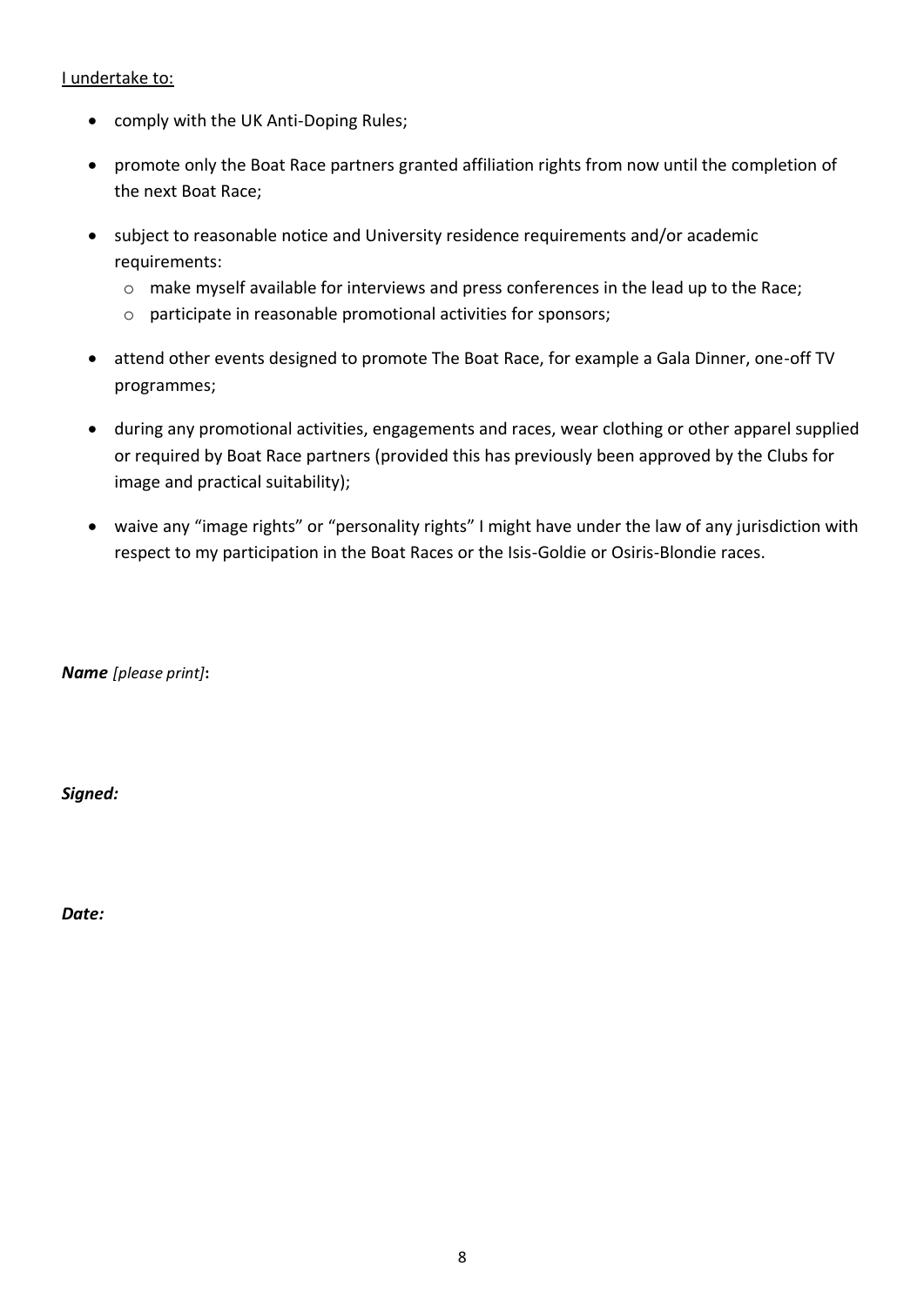<u>I undertake to:</u>

- comply with the UK Anti-Doping Rules;
- promote only the Boat Race partners granted affiliation rights from now until the completion of the next Boat Race;
- subject to reasonable notice and University residence requirements and/or academic requirements:
  - make myself available for interviews and press conferences in the lead up to the Race;
  - participate in reasonable promotional activities for sponsors;
- attend other events designed to promote The Boat Race, for example a Gala Dinner, one-off TV programmes;
- during any promotional activities, engagements and races, wear clothing or other apparel supplied or required by Boat Race partners (provided this has previously been approved by the Clubs for image and practical suitability);
- waive any "image rights" or "personality rights" I might have under the law of any jurisdiction with respect to my participation in the Boat Races or the Isis-Goldie or Osiris-Blondie races.

***Name*** *[please print]*:

***Signed:***

***Date:***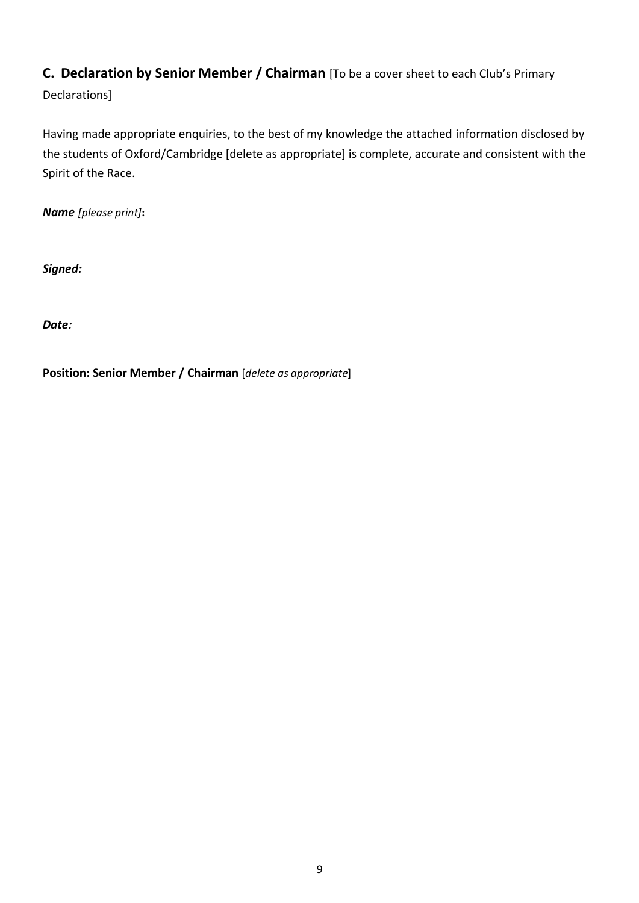## **C. Declaration by Senior Member / Chairman** [To be a cover sheet to each Club's Primary Declarations]

Having made appropriate enquiries, to the best of my knowledge the attached information disclosed by the students of Oxford/Cambridge [delete as appropriate] is complete, accurate and consistent with the Spirit of the Race.

***Name*** *[please print]*:

***Signed:***

***Date:***

**Position: Senior Member / Chairman** [*delete as appropriate*]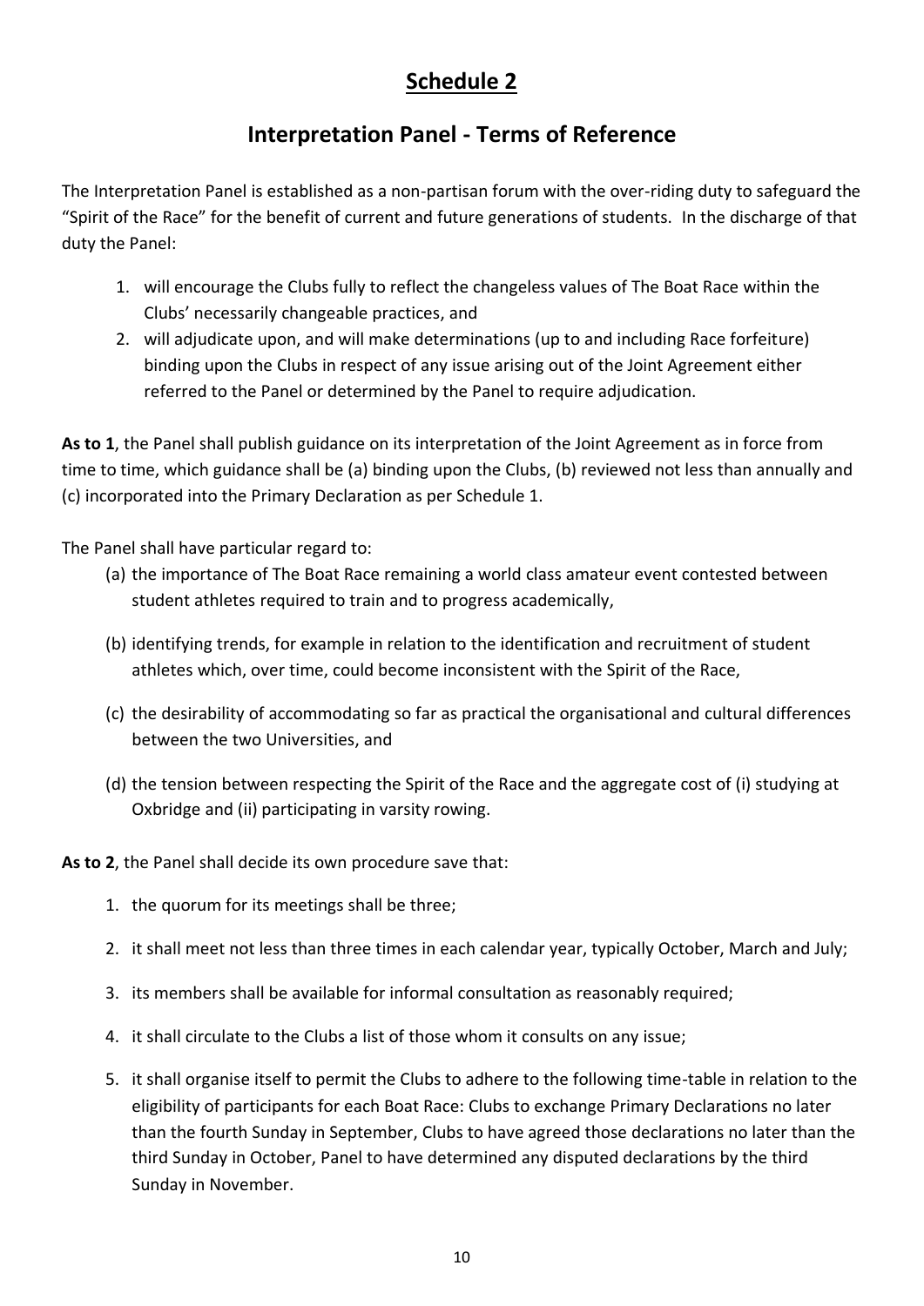# Schedule 2

## Interpretation Panel - Terms of Reference

The Interpretation Panel is established as a non-partisan forum with the over-riding duty to safeguard the "Spirit of the Race" for the benefit of current and future generations of students. In the discharge of that duty the Panel:

1. will encourage the Clubs fully to reflect the changeless values of The Boat Race within the Clubs' necessarily changeable practices, and
2. will adjudicate upon, and will make determinations (up to and including Race forfeiture) binding upon the Clubs in respect of any issue arising out of the Joint Agreement either referred to the Panel or determined by the Panel to require adjudication.

**As to 1**, the Panel shall publish guidance on its interpretation of the Joint Agreement as in force from time to time, which guidance shall be (a) binding upon the Clubs, (b) reviewed not less than annually and (c) incorporated into the Primary Declaration as per Schedule 1.

The Panel shall have particular regard to:

(a) the importance of The Boat Race remaining a world class amateur event contested between student athletes required to train and to progress academically,

(b) identifying trends, for example in relation to the identification and recruitment of student athletes which, over time, could become inconsistent with the Spirit of the Race,

(c) the desirability of accommodating so far as practical the organisational and cultural differences between the two Universities, and

(d) the tension between respecting the Spirit of the Race and the aggregate cost of (i) studying at Oxbridge and (ii) participating in varsity rowing.

**As to 2**, the Panel shall decide its own procedure save that:

1. the quorum for its meetings shall be three;
2. it shall meet not less than three times in each calendar year, typically October, March and July;
3. its members shall be available for informal consultation as reasonably required;
4. it shall circulate to the Clubs a list of those whom it consults on any issue;
5. it shall organise itself to permit the Clubs to adhere to the following time-table in relation to the eligibility of participants for each Boat Race: Clubs to exchange Primary Declarations no later than the fourth Sunday in September, Clubs to have agreed those declarations no later than the third Sunday in October, Panel to have determined any disputed declarations by the third Sunday in November.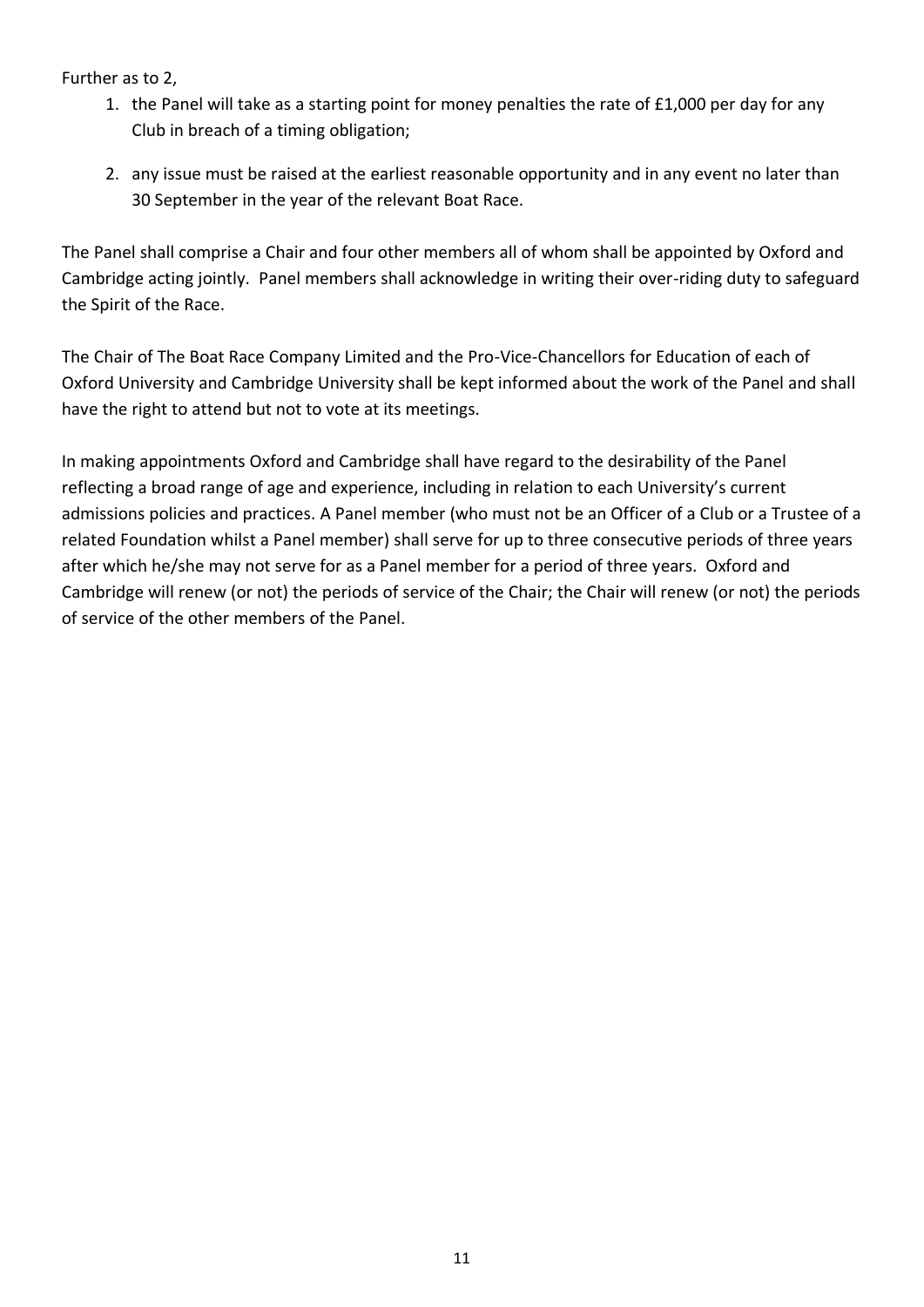Further as to 2,

1. the Panel will take as a starting point for money penalties the rate of £1,000 per day for any Club in breach of a timing obligation;

2. any issue must be raised at the earliest reasonable opportunity and in any event no later than 30 September in the year of the relevant Boat Race.

The Panel shall comprise a Chair and four other members all of whom shall be appointed by Oxford and Cambridge acting jointly. Panel members shall acknowledge in writing their over-riding duty to safeguard the Spirit of the Race.

The Chair of The Boat Race Company Limited and the Pro-Vice-Chancellors for Education of each of Oxford University and Cambridge University shall be kept informed about the work of the Panel and shall have the right to attend but not to vote at its meetings.

In making appointments Oxford and Cambridge shall have regard to the desirability of the Panel reflecting a broad range of age and experience, including in relation to each University's current admissions policies and practices. A Panel member (who must not be an Officer of a Club or a Trustee of a related Foundation whilst a Panel member) shall serve for up to three consecutive periods of three years after which he/she may not serve for as a Panel member for a period of three years. Oxford and Cambridge will renew (or not) the periods of service of the Chair; the Chair will renew (or not) the periods of service of the other members of the Panel.